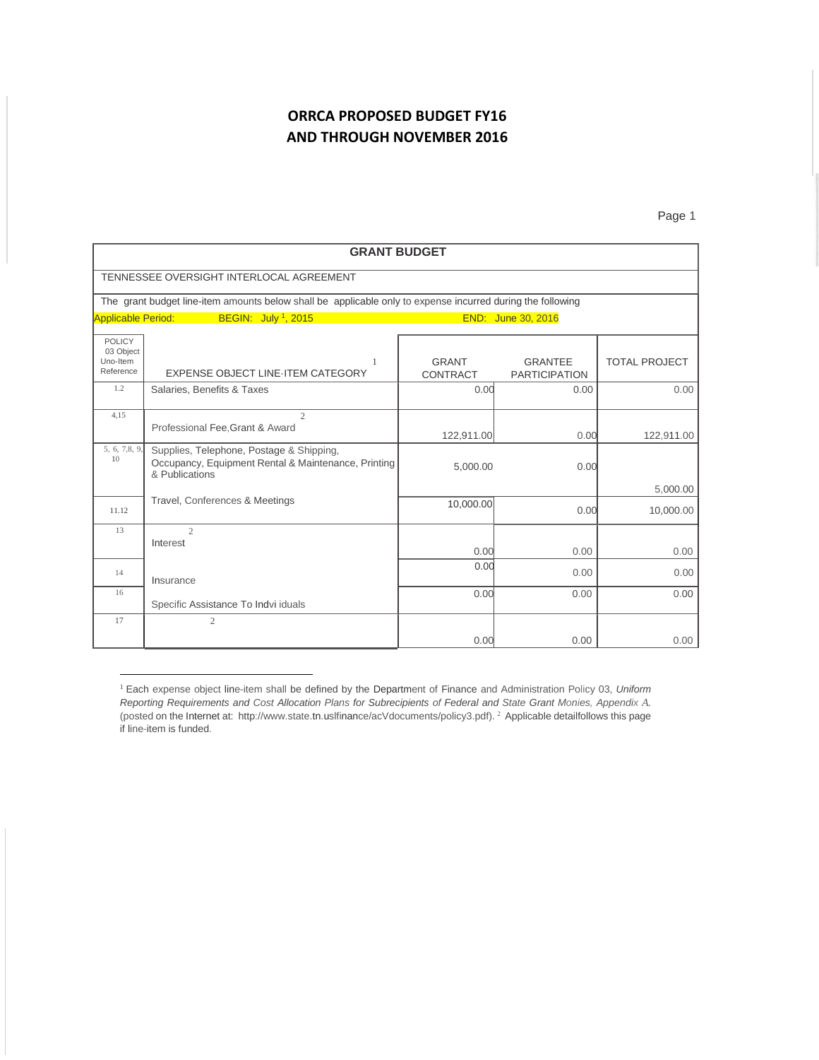# ORRCA PROPOSED BUDGET FY16
# AND THROUGH NOVEMBER 2016

| GRANT BUDGET | | | | |
|---|---|---|---|---|
| TENNESSEE OVERSIGHT INTERLOCAL AGREEMENT | | | | |
| The grant budget line-item amounts below shall be applicable only to expense incurred during the following | | | | |
| Applicable Period: BEGIN: July [1], 2015 | | | END: June 30, 2016 | |
| POLICY 03 Object Uno-Item Reference | EXPENSE OBJECT LINE·ITEM CATEGORY [1] | GRANT CONTRACT | GRANTEE PARTICIPATION | TOTAL PROJECT |
| 1.2 | Salaries, Benefits & Taxes | 0.00 | 0.00 | 0.00 |
| 4,15 | Professional Fee,Grant & Award [2] | 122,911.00 | 0.00 | 122,911.00 |
| 5, 6, 7,8, 9, 10 | Supplies, Telephone, Postage & Shipping, Occupancy, Equipment Rental & Maintenance, Printing & Publications | 5,000.00 | 0.00 | 5,000.00 |
| 11.12 | Travel, Conferences & Meetings | 10,000.00 | 0.00 | 10,000.00 |
| 13 | Interest [2] | 0.00 | 0.00 | 0.00 |
| 14 | Insurance | 0.00 | 0.00 | 0.00 |
| 16 | Specific Assistance To Indvi iduals | 0.00 | 0.00 | 0.00 |
| 17 | [2] | 0.00 | 0.00 | 0.00 |

[1] Each expense object line-item shall be defined by the Department of Finance and Administration Policy 03, *Uniform Reporting Requirements and Cost Allocation Plans for Subrecipients of Federal and State Grant Monies, Appendix A.* (posted on the Internet at: http://www.state.tn.uslfinance/acVdocuments/policy3.pdf). [2] Applicable detailfollows this page if line-item is funded.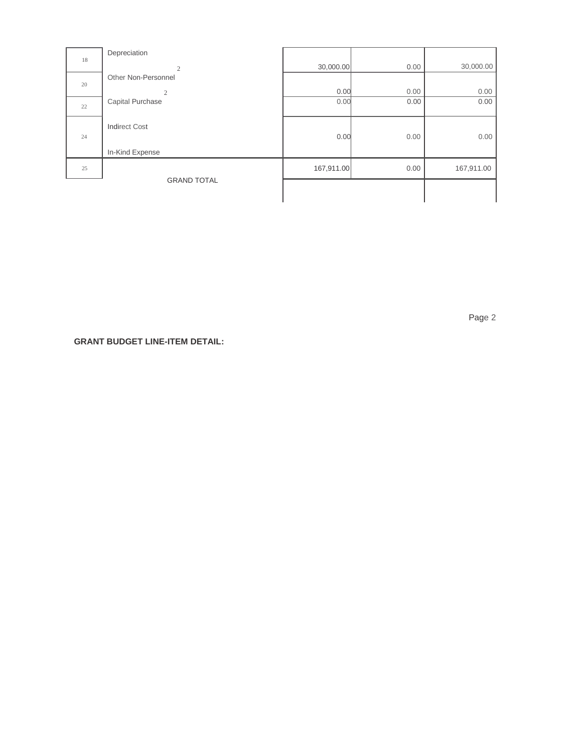| | | | | |
|---|---|---|---|---|
| 18 | Depreciation 2 | 30,000.00 | 0.00 | 30,000.00 |
| 20 | Other Non-Personnel 2 | 0.00 | 0.00 | 0.00 |
| 22 | Capital Purchase | 0.00 | 0.00 | 0.00 |
| 24 | Indirect Cost<br>In-Kind Expense | 0.00 | 0.00 | 0.00 |
| 25 | GRAND TOTAL | 167,911.00 | 0.00 | 167,911.00 |

**GRANT BUDGET LINE-ITEM DETAIL:**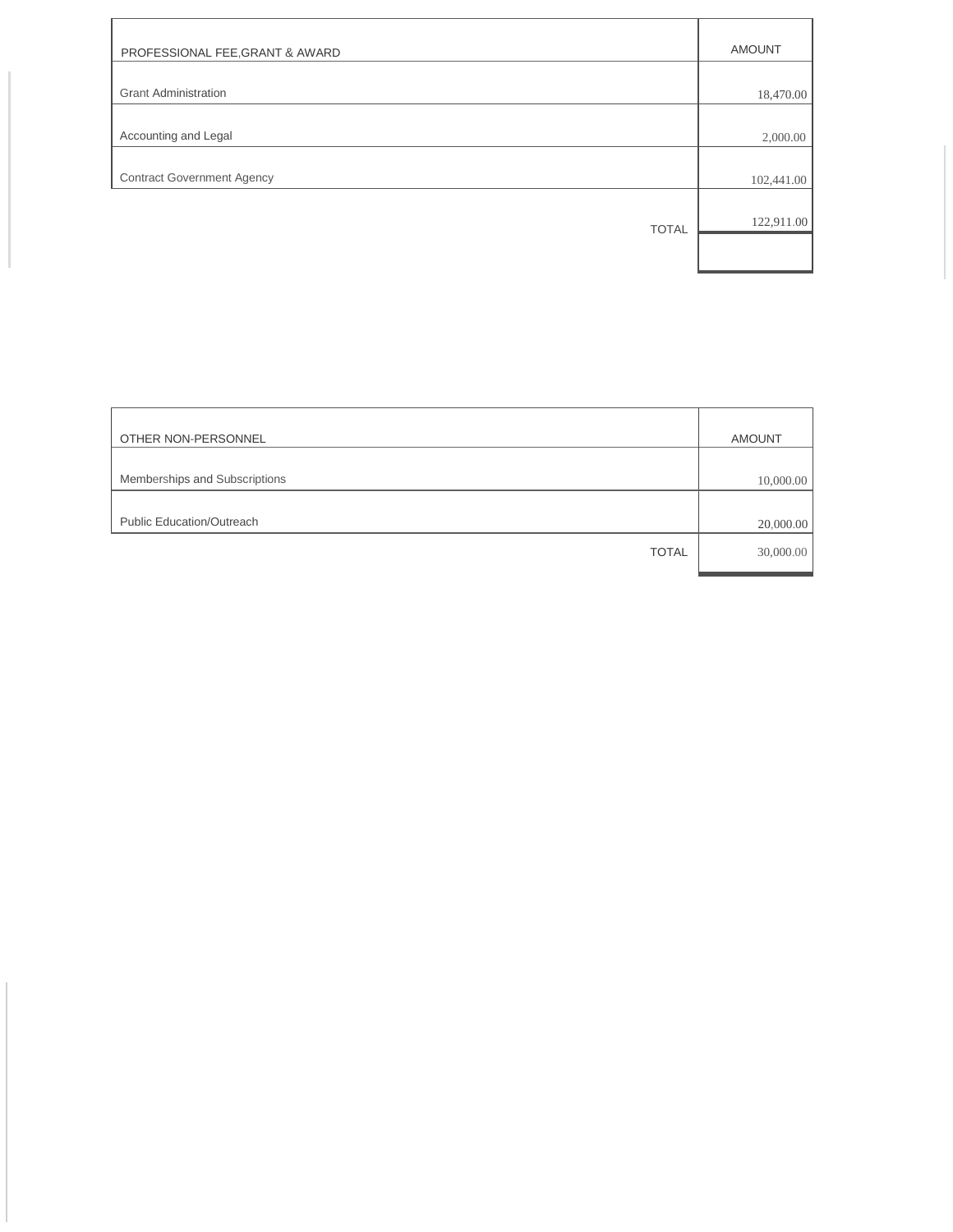| PROFESSIONAL FEE,GRANT & AWARD | AMOUNT |
| --- | --- |
| Grant Administration | 18,470.00 |
| Accounting and Legal | 2,000.00 |
| Contract Government Agency | 102,441.00 |
| TOTAL | 122,911.00 |

| OTHER NON-PERSONNEL | AMOUNT |
| --- | --- |
| Memberships and Subscriptions | 10,000.00 |
| Public Education/Outreach | 20,000.00 |
| TOTAL | 30,000.00 |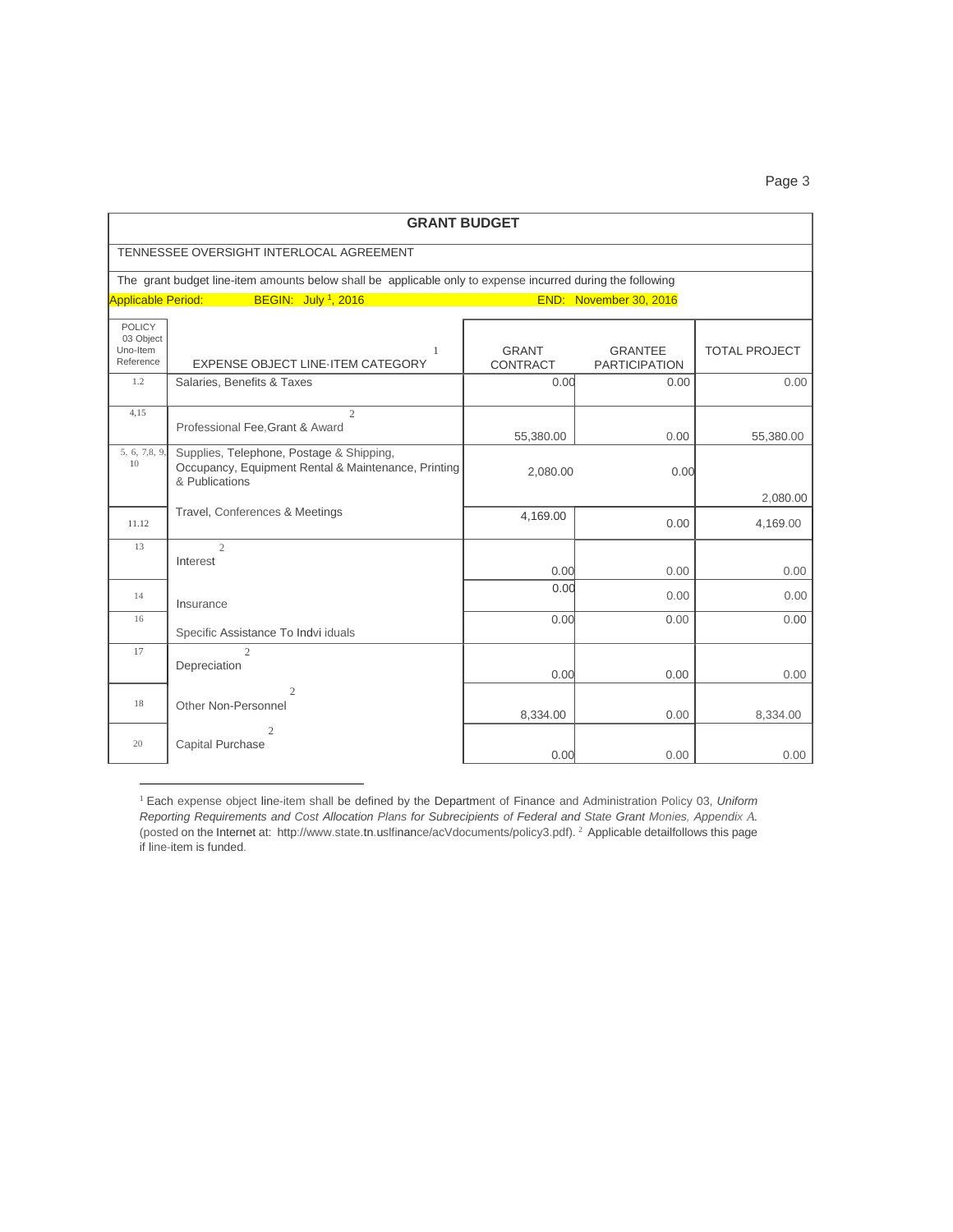## GRANT BUDGET

TENNESSEE OVERSIGHT INTERLOCAL AGREEMENT

The grant budget line-item amounts below shall be applicable only to expense incurred during the following

Applicable Period: BEGIN: July 1, 2016 END: November 30, 2016

| POLICY 03 Object Uno-Item Reference | EXPENSE OBJECT LINE·ITEM CATEGORY [1] | GRANT CONTRACT | GRANTEE PARTICIPATION | TOTAL PROJECT |
|---|---|---|---|---|
| 1.2 | Salaries, Benefits & Taxes | 0.00 | 0.00 | 0.00 |
| 4,15 | Professional Fee,Grant & Award [2] | 55,380.00 | 0.00 | 55,380.00 |
| 5, 6, 7,8, 9, 10 | Supplies, Telephone, Postage & Shipping, Occupancy, Equipment Rental & Maintenance, Printing & Publications | 2,080.00 | 0.00 | 2,080.00 |
| 11.12 | Travel, Conferences & Meetings | 4,169.00 | 0.00 | 4,169.00 |
| 13 | Interest [2] | 0.00 | 0.00 | 0.00 |
| 14 | Insurance | 0.00 | 0.00 | 0.00 |
| 16 | Specific Assistance To Indvi iduals | 0.00 | 0.00 | 0.00 |
| 17 | Depreciation [2] | 0.00 | 0.00 | 0.00 |
| 18 | Other Non-Personnel [2] | 8,334.00 | 0.00 | 8,334.00 |
| 20 | Capital Purchase [2] | 0.00 | 0.00 | 0.00 |

[1] Each expense object line-item shall be defined by the Department of Finance and Administration Policy 03, *Uniform Reporting Requirements and Cost Allocation Plans for Subrecipients of Federal and State Grant Monies, Appendix A.* (posted on the Internet at: http://www.state.tn.uslfinance/acVdocuments/policy3.pdf). [2] Applicable detailfollows this page if line-item is funded.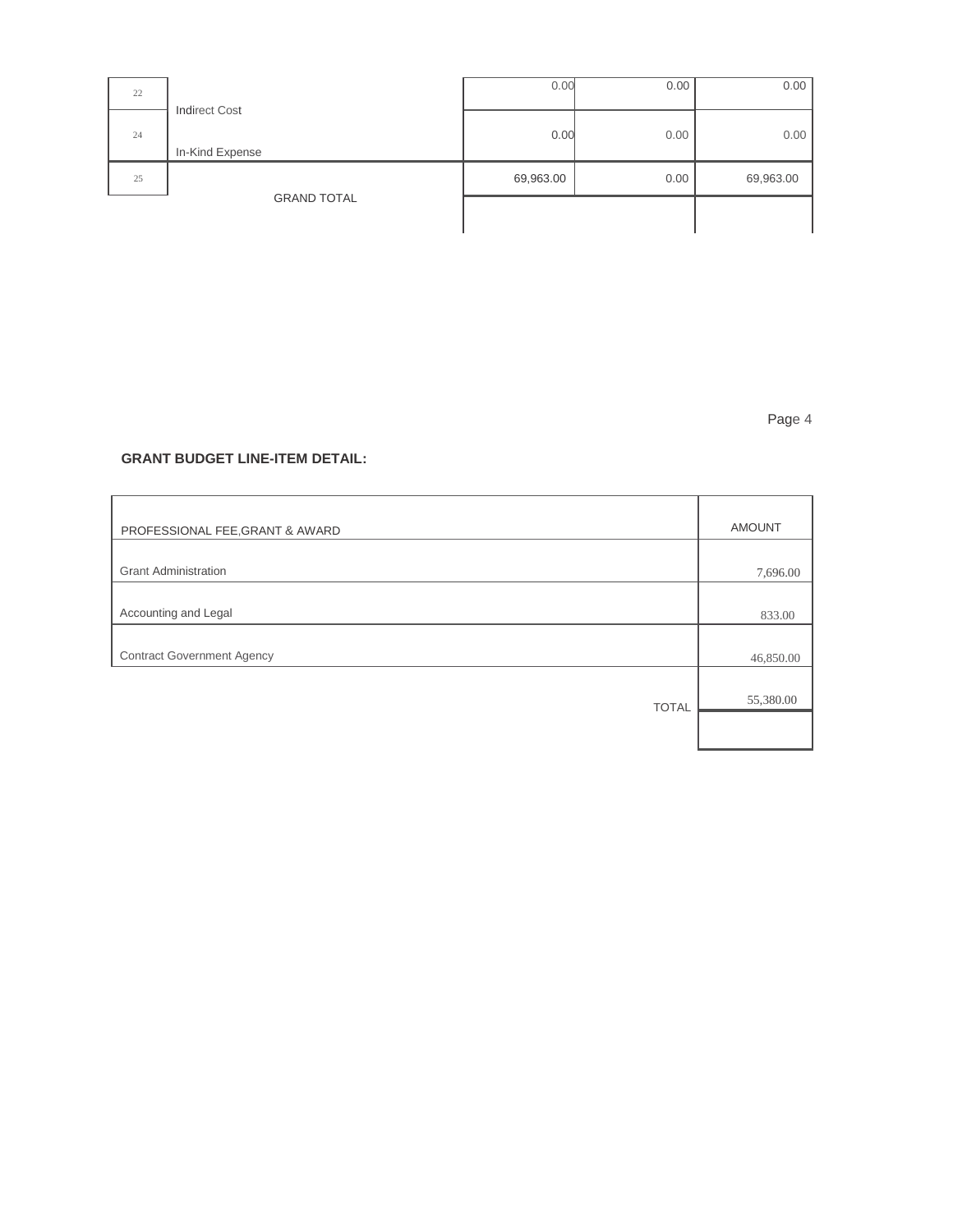| | | | | |
|---|---|---|---|---|
| 22 | Indirect Cost | 0.00 | 0.00 | 0.00 |
| 24 | In-Kind Expense | 0.00 | 0.00 | 0.00 |
| 25 | GRAND TOTAL | 69,963.00 | 0.00 | 69,963.00 |

**GRANT BUDGET LINE-ITEM DETAIL:**

| PROFESSIONAL FEE,GRANT & AWARD | AMOUNT |
|---|---|
| Grant Administration | 7,696.00 |
| Accounting and Legal | 833.00 |
| Contract Government Agency | 46,850.00 |
| TOTAL | 55,380.00 |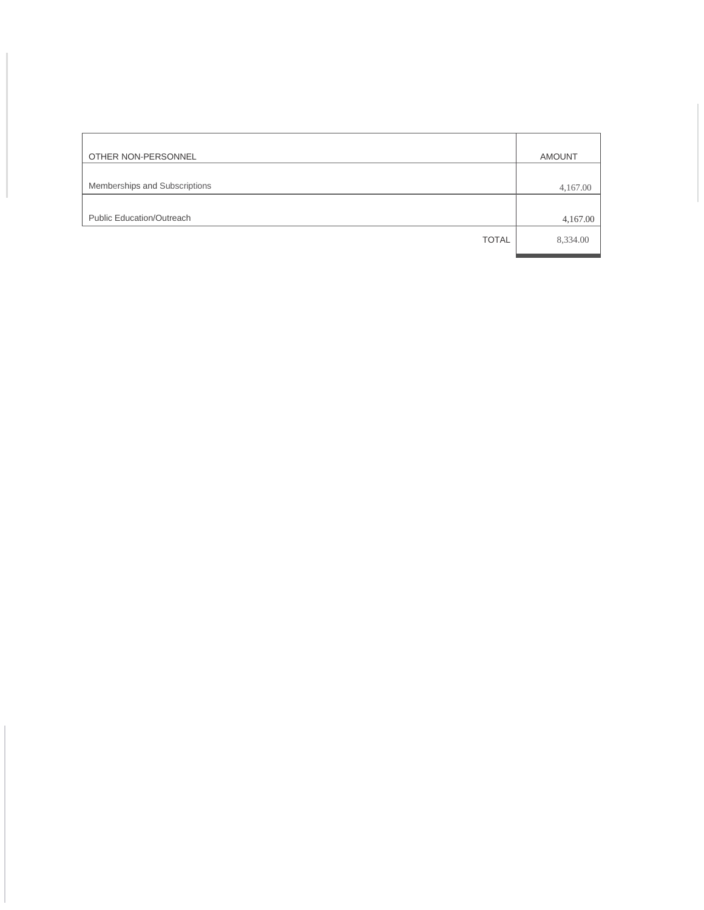| OTHER NON-PERSONNEL | AMOUNT |
|---|---|
| Memberships and Subscriptions | 4,167.00 |
| Public Education/Outreach | 4,167.00 |
| TOTAL | 8,334.00 |